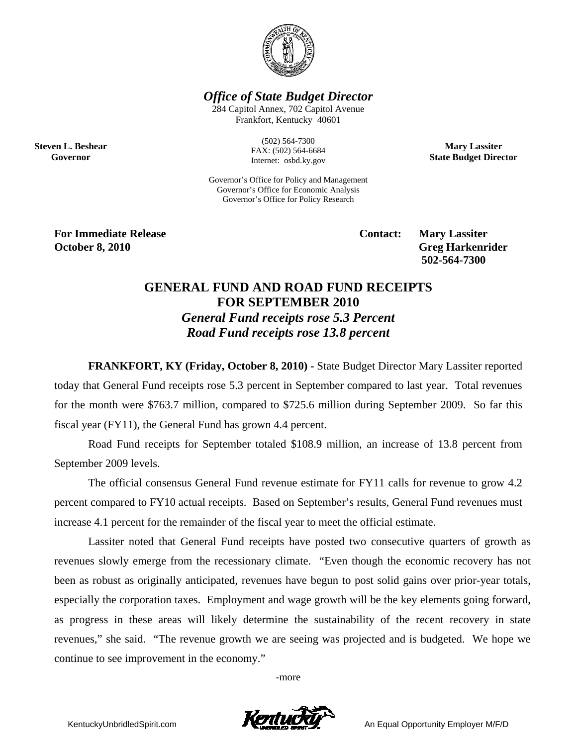**Office of State Budget Director**

284 Capitol Annex, 702 Capitol Avenue
Frankfort, Kentucky 40601

(502) 564-7300
FAX: (502) 564-6684
Internet: osbd.ky.gov

Governor's Office for Policy and Management
Governor's Office for Economic Analysis
Governor's Office for Policy Research

**Steven L. Beshear**
**Governor**

**Mary Lassiter**
**State Budget Director**

**For Immediate Release**
**October 8, 2010**

**Contact: Mary Lassiter**
**Greg Harkenrider**
**502-564-7300**

# GENERAL FUND AND ROAD FUND RECEIPTS FOR SEPTEMBER 2010

***General Fund receipts rose 5.3 Percent***
***Road Fund receipts rose 13.8 percent***

**FRANKFORT, KY (Friday, October 8, 2010)** - State Budget Director Mary Lassiter reported today that General Fund receipts rose 5.3 percent in September compared to last year. Total revenues for the month were $763.7 million, compared to $725.6 million during September 2009. So far this fiscal year (FY11), the General Fund has grown 4.4 percent.

Road Fund receipts for September totaled $108.9 million, an increase of 13.8 percent from September 2009 levels.

The official consensus General Fund revenue estimate for FY11 calls for revenue to grow 4.2 percent compared to FY10 actual receipts. Based on September's results, General Fund revenues must increase 4.1 percent for the remainder of the fiscal year to meet the official estimate.

Lassiter noted that General Fund receipts have posted two consecutive quarters of growth as revenues slowly emerge from the recessionary climate. "Even though the economic recovery has not been as robust as originally anticipated, revenues have begun to post solid gains over prior-year totals, especially the corporation taxes. Employment and wage growth will be the key elements going forward, as progress in these areas will likely determine the sustainability of the recent recovery in state revenues," she said. "The revenue growth we are seeing was projected and is budgeted. We hope we continue to see improvement in the economy."

-more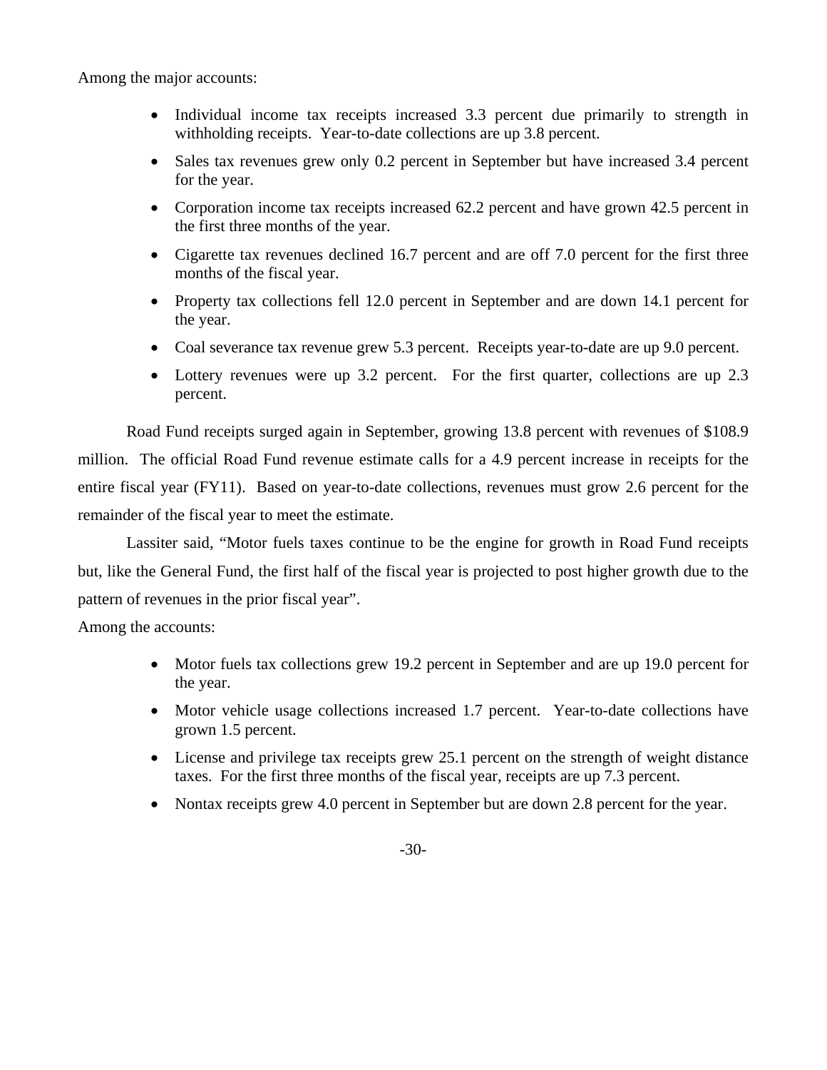Among the major accounts:

- Individual income tax receipts increased 3.3 percent due primarily to strength in withholding receipts. Year-to-date collections are up 3.8 percent.
- Sales tax revenues grew only 0.2 percent in September but have increased 3.4 percent for the year.
- Corporation income tax receipts increased 62.2 percent and have grown 42.5 percent in the first three months of the year.
- Cigarette tax revenues declined 16.7 percent and are off 7.0 percent for the first three months of the fiscal year.
- Property tax collections fell 12.0 percent in September and are down 14.1 percent for the year.
- Coal severance tax revenue grew 5.3 percent. Receipts year-to-date are up 9.0 percent.
- Lottery revenues were up 3.2 percent. For the first quarter, collections are up 2.3 percent.

Road Fund receipts surged again in September, growing 13.8 percent with revenues of $108.9 million. The official Road Fund revenue estimate calls for a 4.9 percent increase in receipts for the entire fiscal year (FY11). Based on year-to-date collections, revenues must grow 2.6 percent for the remainder of the fiscal year to meet the estimate.

Lassiter said, "Motor fuels taxes continue to be the engine for growth in Road Fund receipts but, like the General Fund, the first half of the fiscal year is projected to post higher growth due to the pattern of revenues in the prior fiscal year".

Among the accounts:

- Motor fuels tax collections grew 19.2 percent in September and are up 19.0 percent for the year.
- Motor vehicle usage collections increased 1.7 percent. Year-to-date collections have grown 1.5 percent.
- License and privilege tax receipts grew 25.1 percent on the strength of weight distance taxes. For the first three months of the fiscal year, receipts are up 7.3 percent.
- Nontax receipts grew 4.0 percent in September but are down 2.8 percent for the year.

-30-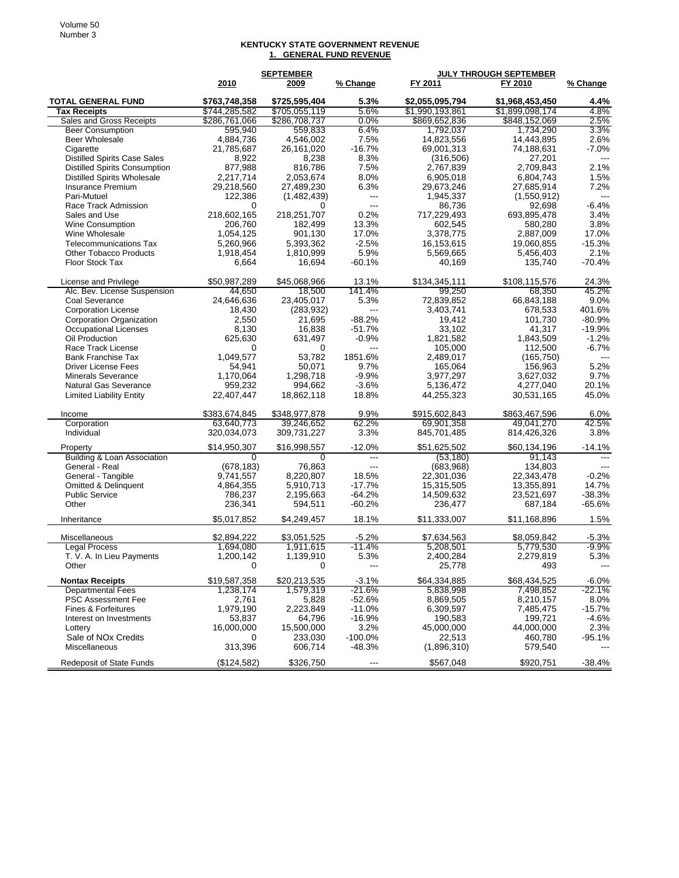## KENTUCKY STATE GOVERNMENT REVENUE

### 1. GENERAL FUND REVENUE

| | SEPTEMBER | | | JULY THROUGH SEPTEMBER | | |
|---|---|---|---|---|---|---|
| | 2010 | 2009 | % Change | FY 2011 | FY 2010 | % Change |
| **TOTAL GENERAL FUND** | **$763,748,358** | **$725,595,404** | **5.3%** | **$2,055,095,794** | **$1,968,453,450** | **4.4%** |
| **Tax Receipts** | $744,285,582 | $705,055,119 | 5.6% | $1,990,193,861 | $1,899,098,174 | 4.8% |
| Sales and Gross Receipts | $286,761,066 | $286,708,737 | 0.0% | $869,652,836 | $848,152,069 | 2.5% |
| Beer Consumption | 595,940 | 559,833 | 6.4% | 1,792,037 | 1,734,290 | 3.3% |
| Beer Wholesale | 4,884,736 | 4,546,002 | 7.5% | 14,823,556 | 14,443,895 | 2.6% |
| Cigarette | 21,785,687 | 26,161,020 | -16.7% | 69,001,313 | 74,188,631 | -7.0% |
| Distilled Spirits Case Sales | 8,922 | 8,238 | 8.3% | (316,506) | 27,201 | --- |
| Distilled Spirits Consumption | 877,988 | 816,786 | 7.5% | 2,767,839 | 2,709,843 | 2.1% |
| Distilled Spirits Wholesale | 2,217,714 | 2,053,674 | 8.0% | 6,905,018 | 6,804,743 | 1.5% |
| Insurance Premium | 29,218,560 | 27,489,230 | 6.3% | 29,673,246 | 27,685,914 | 7.2% |
| Pari-Mutuel | 122,386 | (1,482,439) | --- | 1,945,337 | (1,550,912) | --- |
| Race Track Admission | 0 | 0 | --- | 86,736 | 92,698 | -6.4% |
| Sales and Use | 218,602,165 | 218,251,707 | 0.2% | 717,229,493 | 693,895,478 | 3.4% |
| Wine Consumption | 206,760 | 182,499 | 13.3% | 602,545 | 580,280 | 3.8% |
| Wine Wholesale | 1,054,125 | 901,130 | 17.0% | 3,378,775 | 2,887,009 | 17.0% |
| Telecommunications Tax | 5,260,966 | 5,393,362 | -2.5% | 16,153,615 | 19,060,855 | -15.3% |
| Other Tobacco Products | 1,918,454 | 1,810,999 | 5.9% | 5,569,665 | 5,456,403 | 2.1% |
| Floor Stock Tax | 6,664 | 16,694 | -60.1% | 40,169 | 135,740 | -70.4% |
| | | | | | | |
| License and Privilege | $50,987,289 | $45,068,966 | 13.1% | $134,345,111 | $108,115,576 | 24.3% |
| Alc. Bev. License Suspension | 44,650 | 18,500 | 141.4% | 99,250 | 68,350 | 45.2% |
| Coal Severance | 24,646,636 | 23,405,017 | 5.3% | 72,839,852 | 66,843,188 | 9.0% |
| Corporation License | 18,430 | (283,932) | --- | 3,403,741 | 678,533 | 401.6% |
| Corporation Organization | 2,550 | 21,695 | -88.2% | 19,412 | 101,730 | -80.9% |
| Occupational Licenses | 8,130 | 16,838 | -51.7% | 33,102 | 41,317 | -19.9% |
| Oil Production | 625,630 | 631,497 | -0.9% | 1,821,582 | 1,843,509 | -1.2% |
| Race Track License | 0 | 0 | --- | 105,000 | 112,500 | -6.7% |
| Bank Franchise Tax | 1,049,577 | 53,782 | 1851.6% | 2,489,017 | (165,750) | --- |
| Driver License Fees | 54,941 | 50,071 | 9.7% | 165,064 | 156,963 | 5.2% |
| Minerals Severance | 1,170,064 | 1,298,718 | -9.9% | 3,977,297 | 3,627,032 | 9.7% |
| Natural Gas Severance | 959,232 | 994,662 | -3.6% | 5,136,472 | 4,277,040 | 20.1% |
| Limited Liability Entity | 22,407,447 | 18,862,118 | 18.8% | 44,255,323 | 30,531,165 | 45.0% |
| | | | | | | |
| Income | $383,674,845 | $348,977,878 | 9.9% | $915,602,843 | $863,467,596 | 6.0% |
| Corporation | 63,640,773 | 39,246,652 | 62.2% | 69,901,358 | 49,041,270 | 42.5% |
| Individual | 320,034,073 | 309,731,227 | 3.3% | 845,701,485 | 814,426,326 | 3.8% |
| | | | | | | |
| Property | $14,950,307 | $16,998,557 | -12.0% | $51,625,502 | $60,134,196 | -14.1% |
| Building & Loan Association | 0 | 0 | --- | (53,180) | 91,143 | --- |
| General - Real | (678,183) | 76,863 | --- | (683,968) | 134,803 | --- |
| General - Tangible | 9,741,557 | 8,220,807 | 18.5% | 22,301,036 | 22,343,478 | -0.2% |
| Omitted & Delinquent | 4,864,355 | 5,910,713 | -17.7% | 15,315,505 | 13,355,891 | 14.7% |
| Public Service | 786,237 | 2,195,663 | -64.2% | 14,509,632 | 23,521,697 | -38.3% |
| Other | 236,341 | 594,511 | -60.2% | 236,477 | 687,184 | -65.6% |
| | | | | | | |
| Inheritance | $5,017,852 | $4,249,457 | 18.1% | $11,333,007 | $11,168,896 | 1.5% |
| | | | | | | |
| Miscellaneous | $2,894,222 | $3,051,525 | -5.2% | $7,634,563 | $8,059,842 | -5.3% |
| Legal Process | 1,694,080 | 1,911,615 | -11.4% | 5,208,501 | 5,779,530 | -9.9% |
| T. V. A. In Lieu Payments | 1,200,142 | 1,139,910 | 5.3% | 2,400,284 | 2,279,819 | 5.3% |
| Other | 0 | 0 | --- | 25,778 | 493 | --- |
| | | | | | | |
| **Nontax Receipts** | $19,587,358 | $20,213,535 | -3.1% | $64,334,885 | $68,434,525 | -6.0% |
| Departmental Fees | 1,238,174 | 1,579,319 | -21.6% | 5,838,998 | 7,498,852 | -22.1% |
| PSC Assessment Fee | 2,761 | 5,828 | -52.6% | 8,869,505 | 8,210,157 | 8.0% |
| Fines & Forfeitures | 1,979,190 | 2,223,849 | -11.0% | 6,309,597 | 7,485,475 | -15.7% |
| Interest on Investments | 53,837 | 64,796 | -16.9% | 190,583 | 199,721 | -4.6% |
| Lottery | 16,000,000 | 15,500,000 | 3.2% | 45,000,000 | 44,000,000 | 2.3% |
| Sale of NOx Credits | 0 | 233,030 | -100.0% | 22,513 | 460,780 | -95.1% |
| Miscellaneous | 313,396 | 606,714 | -48.3% | (1,896,310) | 579,540 | --- |
| | | | | | | |
| Redeposit of State Funds | ($124,582) | $326,750 | --- | $567,048 | $920,751 | -38.4% |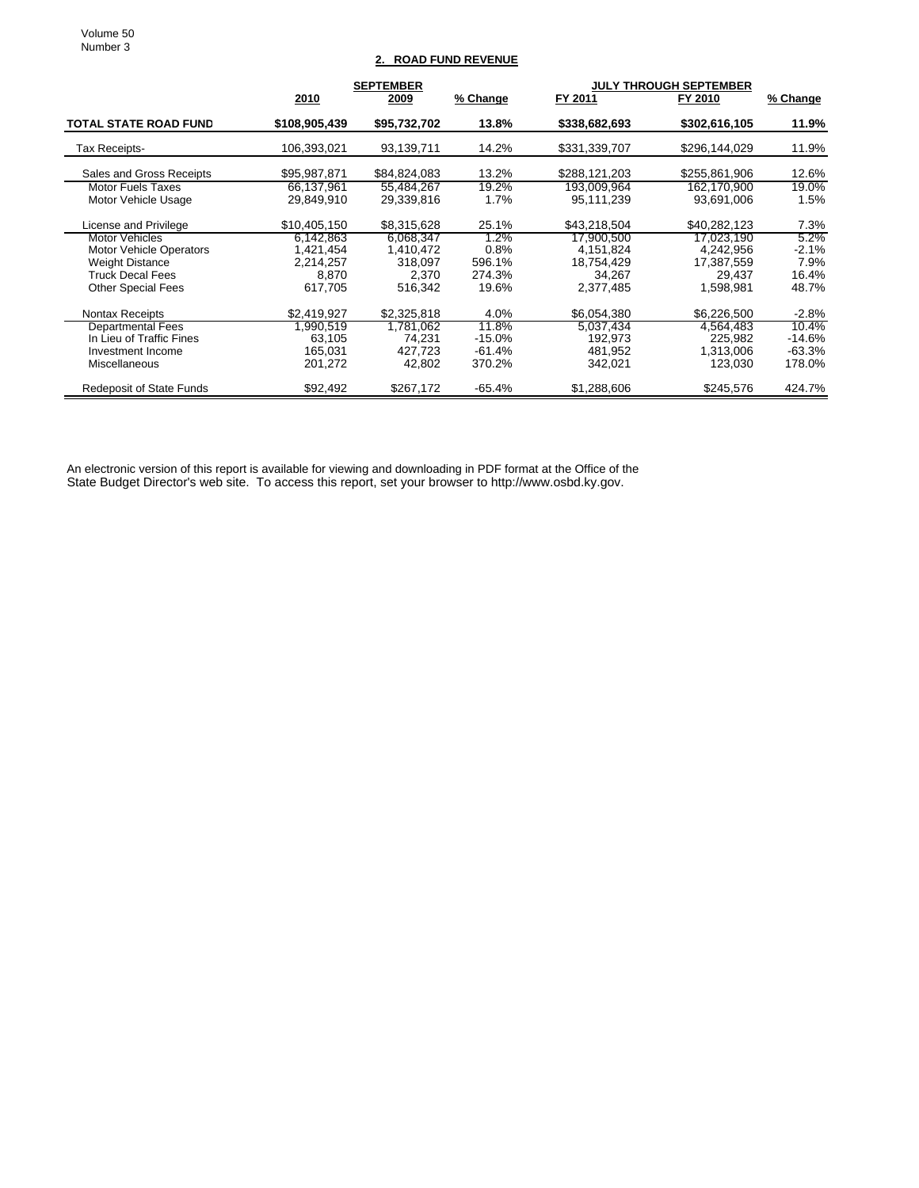## 2. ROAD FUND REVENUE

| | SEPTEMBER | | | JULY THROUGH SEPTEMBER | | |
|---|---|---|---|---|---|---|
| | 2010 | 2009 | % Change | FY 2011 | FY 2010 | % Change |
| **TOTAL STATE ROAD FUND** | **$108,905,439** | **$95,732,702** | **13.8%** | **$338,682,693** | **$302,616,105** | **11.9%** |
| Tax Receipts- | 106,393,021 | 93,139,711 | 14.2% | $331,339,707 | $296,144,029 | 11.9% |
| Sales and Gross Receipts | $95,987,871 | $84,824,083 | 13.2% | $288,121,203 | $255,861,906 | 12.6% |
| Motor Fuels Taxes | 66,137,961 | 55,484,267 | 19.2% | 193,009,964 | 162,170,900 | 19.0% |
| Motor Vehicle Usage | 29,849,910 | 29,339,816 | 1.7% | 95,111,239 | 93,691,006 | 1.5% |
| License and Privilege | $10,405,150 | $8,315,628 | 25.1% | $43,218,504 | $40,282,123 | 7.3% |
| Motor Vehicles | 6,142,863 | 6,068,347 | 1.2% | 17,900,500 | 17,023,190 | 5.2% |
| Motor Vehicle Operators | 1,421,454 | 1,410,472 | 0.8% | 4,151,824 | 4,242,956 | -2.1% |
| Weight Distance | 2,214,257 | 318,097 | 596.1% | 18,754,429 | 17,387,559 | 7.9% |
| Truck Decal Fees | 8,870 | 2,370 | 274.3% | 34,267 | 29,437 | 16.4% |
| Other Special Fees | 617,705 | 516,342 | 19.6% | 2,377,485 | 1,598,981 | 48.7% |
| Nontax Receipts | $2,419,927 | $2,325,818 | 4.0% | $6,054,380 | $6,226,500 | -2.8% |
| Departmental Fees | 1,990,519 | 1,781,062 | 11.8% | 5,037,434 | 4,564,483 | 10.4% |
| In Lieu of Traffic Fines | 63,105 | 74,231 | -15.0% | 192,973 | 225,982 | -14.6% |
| Investment Income | 165,031 | 427,723 | -61.4% | 481,952 | 1,313,006 | -63.3% |
| Miscellaneous | 201,272 | 42,802 | 370.2% | 342,021 | 123,030 | 178.0% |
| Redeposit of State Funds | $92,492 | $267,172 | -65.4% | $1,288,606 | $245,576 | 424.7% |

An electronic version of this report is available for viewing and downloading in PDF format at the Office of the State Budget Director's web site. To access this report, set your browser to http://www.osbd.ky.gov.